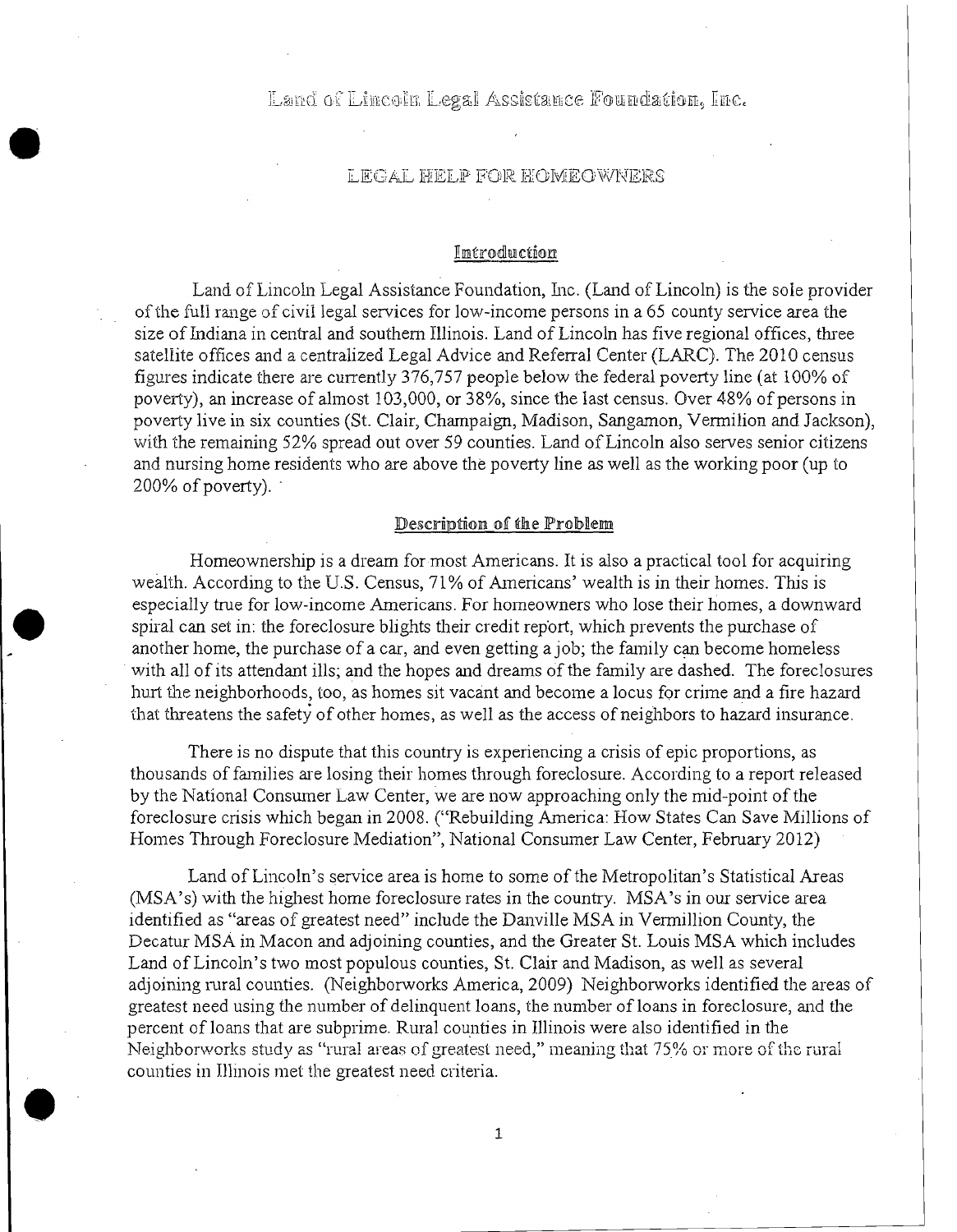# Land of Lincoln Legal Assistance Foundation, Inc.

## LEGAL HELP FOR HOMEOWNERS

### Introduction

Land of Lincoln Legal Assistance Foundation, Inc. (Land of Lincoln) is the sole provider of the full range of civil legal services for low-income persons in a 65 county service area the size of Indiana in central and southern Illinois. Land of Lincoln has five regional offices, three satellite offices and a centralized Legal Advice and Referral Center (LARC). The 2010 census figures indicate there are currently 376,757 people below the federal poverty line (at 100% of poverty), an increase of almost 103,000, or 38%, since the last census. Over 48% of persons in poverty live in six counties (St. Clair, Champaign, Madison, Sangamon, Vermilion and Jackson), with the remaining 52% spread out over 59 counties. Land of Lincoln also serves senior citizens and nursing home residents who are above the poverty line as well as the working poor (up to 200% of poverty).

### Description of the Problem

Homeownership is a dream for most Americans. It is also a practical tool for acquiring wealth. According to the U.S. Census, 71% of Americans' wealth is in their homes. This is especially true for low-income Americans. For homeowners who lose their homes, a downward spiral can set in: the foreclosure blights their credit report, which prevents the purchase of another home, the purchase of a car, and even getting a job; the family can become homeless with all of its attendant ills; and the hopes and dreams of the family are dashed. The foreclosures hurt the neighborhoods, too, as homes sit vacant and become a locus for crime and a fire hazard that threatens the safety of other homes, as well as the access of neighbors to hazard insurance.

There is no dispute that this country is experiencing a crisis of epic proportions, as thousands of families are losing their homes through foreclosure. According to a report released by the National Consumer Law Center, we are now approaching only the mid-point of the foreclosure crisis which began in 2008. ("Rebuilding America: How States Can Save Millions of Homes Through Foreclosure Mediation", National Consumer Law Center, February 2012)

Land of Lincoln's service area is home to some of the Metropolitan's Statistical Areas (MSA's) with the highest home foreclosure rates in the country. MSA's in our service area identified as "areas of greatest need" include the Danville MSA in Vermillion County, the Decatur MSA in Macon and adjoining counties, and the Greater St. Louis MSA which includes Land of Lincoln's two most populous counties, St. Clair and Madison, as well as several adjoining rural counties. (Neighborworks America, 2009) Neighborworks identified the areas of greatest need using the number of delinquent loans, the number of loans in foreclosure, and the percent of loans that are subprime. Rural counties in Illinois were also identified in the Neighborworks study as "rural areas of greatest need," meaning that 75% or more of the rural counties in Illinois met the greatest need criteria.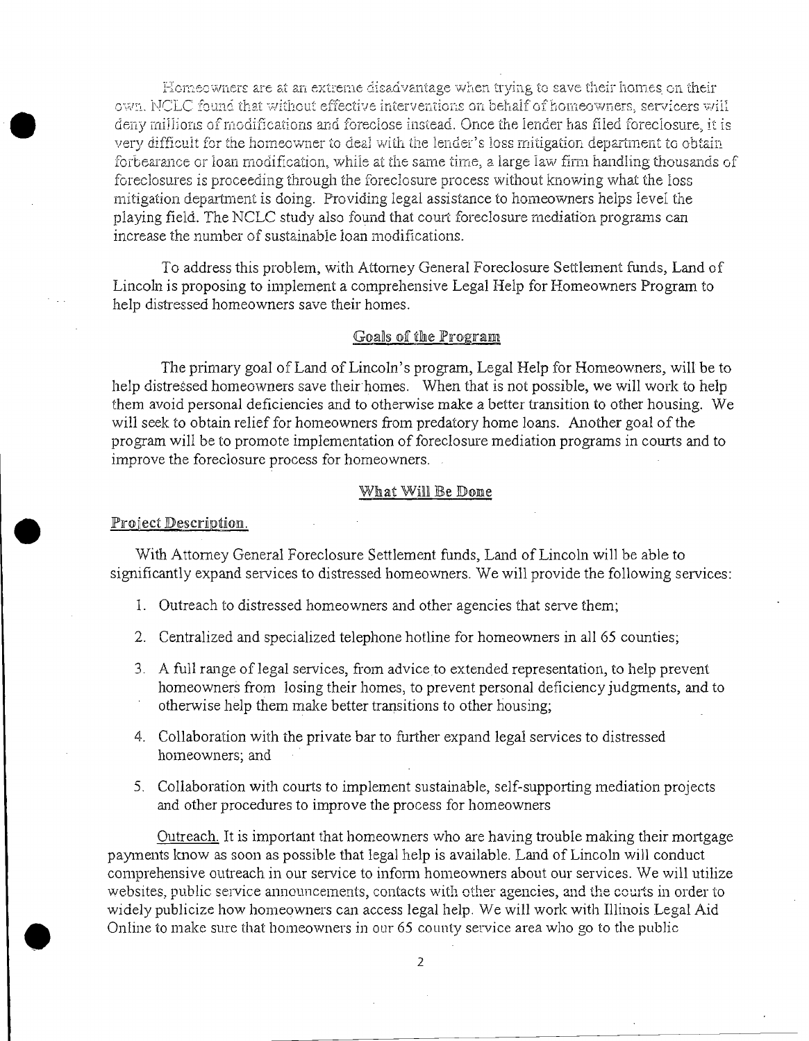Homeowners are at an extreme disadvantage when trying to save their homes on their own. NCLC found that without effective interventions on behalf of homeowners, servicers will deny millions of modifications and foreclose instead. Once the lender has filed foreclosure, it is very difficult for the homeowner to deal with the lender's loss mitigation department to obtain forbearance or loan modification, while at the same time, a large law firm handling thousands of foreclosures is proceeding through the foreclosure process without knowing what the loss mitigation department is doing. Providing legal assistance to homeowners helps level the playing field. The NCLC study also found that court foreclosure mediation programs can increase the number of sustainable loan modifications.

To address this problem, with Attorney General Foreclosure Settlement funds, Land of Lincoln is proposing to implement a comprehensive Legal Help for Homeowners Program to help distressed homeowners save their homes.

## Goals of the Program

The primary goal of Land of Lincoln's program, Legal Help for Homeowners, will be to help distressed homeowners save their homes. When that is not possible, we will work to help them avoid personal deficiencies and to otherwise make a better transition to other housing. We will seek to obtain relief for homeowners from predatory home loans. Another goal of the program will be to promote implementation of foreclosure mediation programs in courts and to improve the foreclosure process for homeowners.

## What Will Be Done

### Project Description.

With Attorney General Foreclosure Settlement funds, Land of Lincoln will be able to significantly expand services to distressed homeowners. We will provide the following services:

1. Outreach to distressed homeowners and other agencies that serve them;
2. Centralized and specialized telephone hotline for homeowners in all 65 counties;
3. A full range of legal services, from advice to extended representation, to help prevent homeowners from losing their homes, to prevent personal deficiency judgments, and to otherwise help them make better transitions to other housing;
4. Collaboration with the private bar to further expand legal services to distressed homeowners; and
5. Collaboration with courts to implement sustainable, self-supporting mediation projects and other procedures to improve the process for homeowners

Outreach. It is important that homeowners who are having trouble making their mortgage payments know as soon as possible that legal help is available. Land of Lincoln will conduct comprehensive outreach in our service to inform homeowners about our services. We will utilize websites, public service announcements, contacts with other agencies, and the courts in order to widely publicize how homeowners can access legal help. We will work with Illinois Legal Aid Online to make sure that homeowners in our 65 county service area who go to the public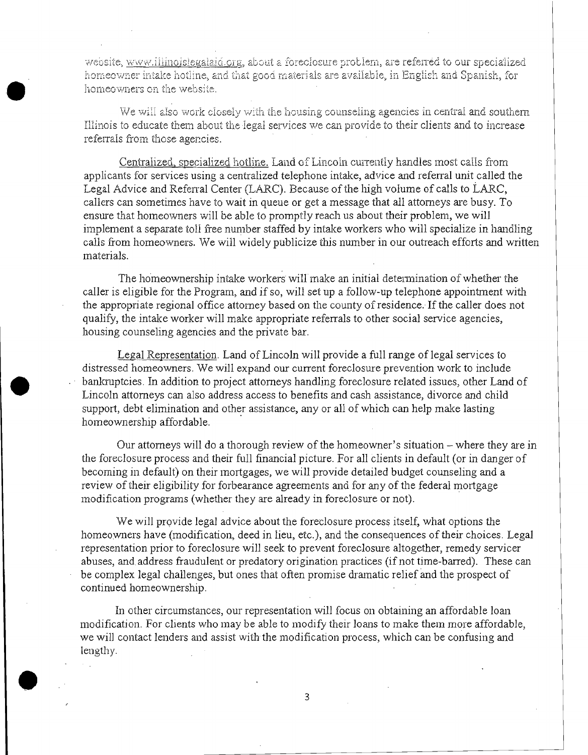website, www.illinoislegalaid.org, about a foreclosure problem, are referred to our specialized homeowner intake hotline, and that good materials are available, in English and Spanish, for homeowners on the website.

We will also work closely with the housing counseling agencies in central and southern Illinois to educate them about the legal services we can provide to their clients and to increase referrals from those agencies.

Centralized, specialized hotline. Land of Lincoln currently handles most calls from applicants for services using a centralized telephone intake, advice and referral unit called the Legal Advice and Referral Center (LARC). Because of the high volume of calls to LARC, callers can sometimes have to wait in queue or get a message that all attorneys are busy. To ensure that homeowners will be able to promptly reach us about their problem, we will implement a separate toll free number staffed by intake workers who will specialize in handling calls from homeowners. We will widely publicize this number in our outreach efforts and written materials.

The homeownership intake workers will make an initial determination of whether the caller is eligible for the Program, and if so, will set up a follow-up telephone appointment with the appropriate regional office attorney based on the county of residence. If the caller does not qualify, the intake worker will make appropriate referrals to other social service agencies, housing counseling agencies and the private bar.

Legal Representation. Land of Lincoln will provide a full range of legal services to distressed homeowners. We will expand our current foreclosure prevention work to include bankruptcies. In addition to project attorneys handling foreclosure related issues, other Land of Lincoln attorneys can also address access to benefits and cash assistance, divorce and child support, debt elimination and other assistance, any or all of which can help make lasting homeownership affordable.

Our attorneys will do a thorough review of the homeowner's situation – where they are in the foreclosure process and their full financial picture. For all clients in default (or in danger of becoming in default) on their mortgages, we will provide detailed budget counseling and a review of their eligibility for forbearance agreements and for any of the federal mortgage modification programs (whether they are already in foreclosure or not).

We will provide legal advice about the foreclosure process itself, what options the homeowners have (modification, deed in lieu, etc.), and the consequences of their choices. Legal representation prior to foreclosure will seek to prevent foreclosure altogether, remedy servicer abuses, and address fraudulent or predatory origination practices (if not time-barred). These can be complex legal challenges, but ones that often promise dramatic relief and the prospect of continued homeownership.

In other circumstances, our representation will focus on obtaining an affordable loan modification. For clients who may be able to modify their loans to make them more affordable, we will contact lenders and assist with the modification process, which can be confusing and lengthy.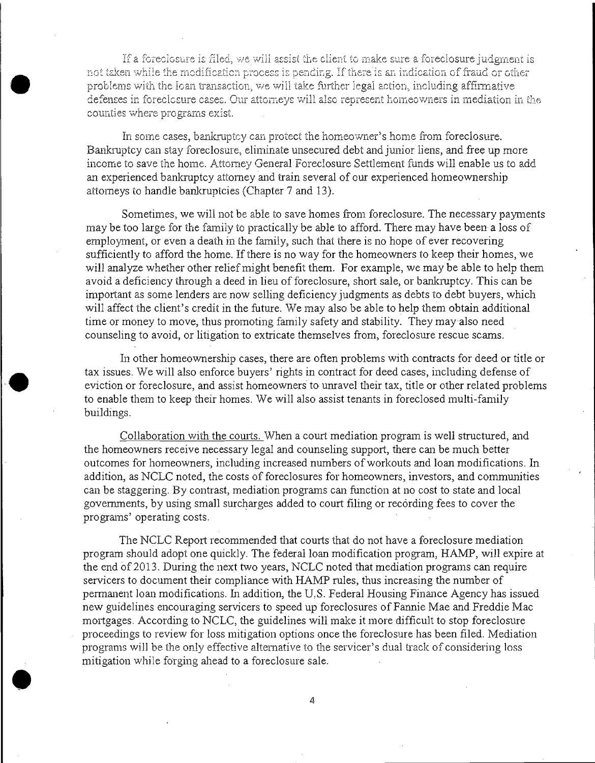If a foreclosure is filed, we will assist the client to make sure a foreclosure judgment is not taken while the modification process is pending. If there is an indication of fraud or other problems with the loan transaction, we will take further legal action, including affirmative defenses in foreclosure cases. Our attorneys will also represent homeowners in mediation in the counties where programs exist.

In some cases, bankruptcy can protect the homeowner's home from foreclosure. Bankruptcy can stay foreclosure, eliminate unsecured debt and junior liens, and free up more income to save the home. Attorney General Foreclosure Settlement funds will enable us to add an experienced bankruptcy attorney and train several of our experienced homeownership attorneys to handle bankruptcies (Chapter 7 and 13).

Sometimes, we will not be able to save homes from foreclosure. The necessary payments may be too large for the family to practically be able to afford. There may have been a loss of employment, or even a death in the family, such that there is no hope of ever recovering sufficiently to afford the home. If there is no way for the homeowners to keep their homes, we will analyze whether other relief might benefit them. For example, we may be able to help them avoid a deficiency through a deed in lieu of foreclosure, short sale, or bankruptcy. This can be important as some lenders are now selling deficiency judgments as debts to debt buyers, which will affect the client's credit in the future. We may also be able to help them obtain additional time or money to move, thus promoting family safety and stability. They may also need counseling to avoid, or litigation to extricate themselves from, foreclosure rescue scams.

In other homeownership cases, there are often problems with contracts for deed or title or tax issues. We will also enforce buyers' rights in contract for deed cases, including defense of eviction or foreclosure, and assist homeowners to unravel their tax, title or other related problems to enable them to keep their homes. We will also assist tenants in foreclosed multi-family buildings.

<u>Collaboration with the courts.</u> When a court mediation program is well structured, and the homeowners receive necessary legal and counseling support, there can be much better outcomes for homeowners, including increased numbers of workouts and loan modifications. In addition, as NCLC noted, the costs of foreclosures for homeowners, investors, and communities can be staggering. By contrast, mediation programs can function at no cost to state and local governments, by using small surcharges added to court filing or recording fees to cover the programs' operating costs.

The NCLC Report recommended that courts that do not have a foreclosure mediation program should adopt one quickly. The federal loan modification program, HAMP, will expire at the end of 2013. During the next two years, NCLC noted that mediation programs can require servicers to document their compliance with HAMP rules, thus increasing the number of permanent loan modifications. In addition, the U.S. Federal Housing Finance Agency has issued new guidelines encouraging servicers to speed up foreclosures of Fannie Mae and Freddie Mac mortgages. According to NCLC, the guidelines will make it more difficult to stop foreclosure proceedings to review for loss mitigation options once the foreclosure has been filed. Mediation programs will be the only effective alternative to the servicer's dual track of considering loss mitigation while forging ahead to a foreclosure sale.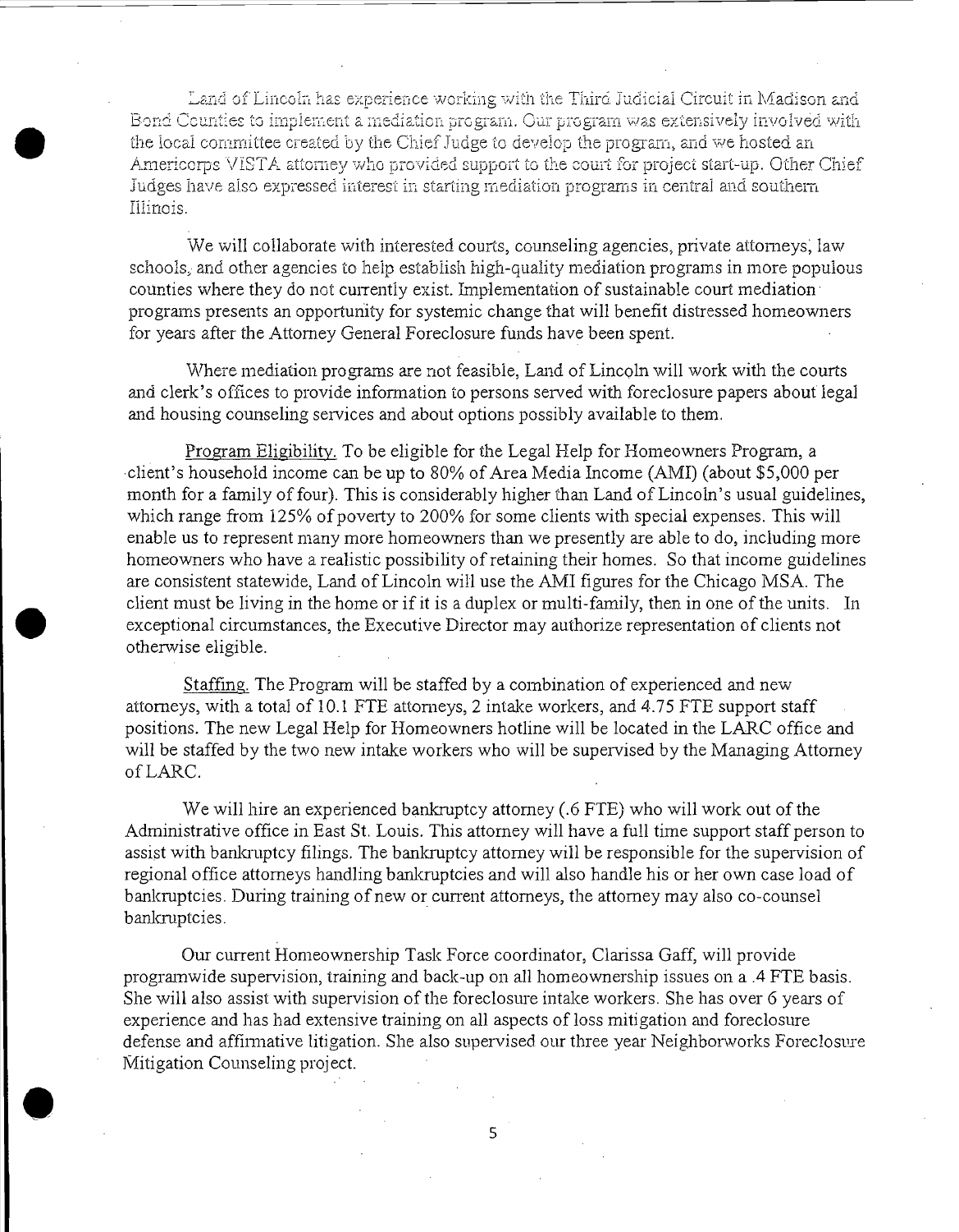Land of Lincoln has experience working with the Third Judicial Circuit in Madison and Bond Counties to implement a mediation program. Our program was extensively involved with the local committee created by the Chief Judge to develop the program, and we hosted an Americorps VISTA attorney who provided support to the court for project start-up. Other Chief Judges have also expressed interest in starting mediation programs in central and southern Illinois.

We will collaborate with interested courts, counseling agencies, private attorneys, law schools, and other agencies to help establish high-quality mediation programs in more populous counties where they do not currently exist. Implementation of sustainable court mediation programs presents an opportunity for systemic change that will benefit distressed homeowners for years after the Attorney General Foreclosure funds have been spent.

Where mediation programs are not feasible, Land of Lincoln will work with the courts and clerk's offices to provide information to persons served with foreclosure papers about legal and housing counseling services and about options possibly available to them.

<u>Program Eligibility.</u> To be eligible for the Legal Help for Homeowners Program, a client's household income can be up to 80% of Area Media Income (AMI) (about $5,000 per month for a family of four). This is considerably higher than Land of Lincoln's usual guidelines, which range from 125% of poverty to 200% for some clients with special expenses. This will enable us to represent many more homeowners than we presently are able to do, including more homeowners who have a realistic possibility of retaining their homes. So that income guidelines are consistent statewide, Land of Lincoln will use the AMI figures for the Chicago MSA. The client must be living in the home or if it is a duplex or multi-family, then in one of the units. In exceptional circumstances, the Executive Director may authorize representation of clients not otherwise eligible.

<u>Staffing.</u> The Program will be staffed by a combination of experienced and new attorneys, with a total of 10.1 FTE attorneys, 2 intake workers, and 4.75 FTE support staff positions. The new Legal Help for Homeowners hotline will be located in the LARC office and will be staffed by the two new intake workers who will be supervised by the Managing Attorney of LARC.

We will hire an experienced bankruptcy attorney (.6 FTE) who will work out of the Administrative office in East St. Louis. This attorney will have a full time support staff person to assist with bankruptcy filings. The bankruptcy attorney will be responsible for the supervision of regional office attorneys handling bankruptcies and will also handle his or her own case load of bankruptcies. During training of new or current attorneys, the attorney may also co-counsel bankruptcies.

Our current Homeownership Task Force coordinator, Clarissa Gaff, will provide programwide supervision, training and back-up on all homeownership issues on a .4 FTE basis. She will also assist with supervision of the foreclosure intake workers. She has over 6 years of experience and has had extensive training on all aspects of loss mitigation and foreclosure defense and affirmative litigation. She also supervised our three year Neighborworks Foreclosure Mitigation Counseling project.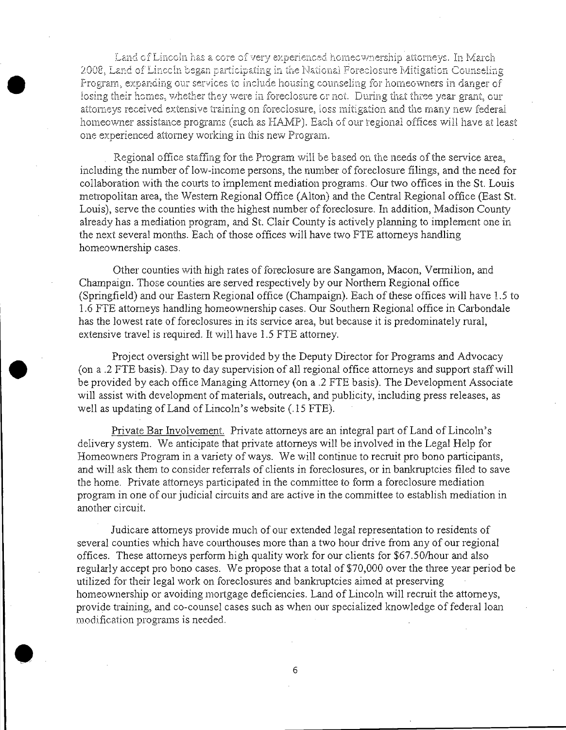Land of Lincoln has a core of very experienced homeownership attorneys. In March 2008, Land of Lincoln began participating in the National Foreclosure Mitigation Counseling Program, expanding our services to include housing counseling for homeowners in danger of losing their homes, whether they were in foreclosure or not. During that three year grant, our attorneys received extensive training on foreclosure, loss mitigation and the many new federal homeowner assistance programs (such as HAMP). Each of our regional offices will have at least one experienced attorney working in this new Program.

Regional office staffing for the Program will be based on the needs of the service area, including the number of low-income persons, the number of foreclosure filings, and the need for collaboration with the courts to implement mediation programs. Our two offices in the St. Louis metropolitan area, the Western Regional Office (Alton) and the Central Regional office (East St. Louis), serve the counties with the highest number of foreclosure. In addition, Madison County already has a mediation program, and St. Clair County is actively planning to implement one in the next several months. Each of those offices will have two FTE attorneys handling homeownership cases.

Other counties with high rates of foreclosure are Sangamon, Macon, Vermilion, and Champaign. Those counties are served respectively by our Northern Regional office (Springfield) and our Eastern Regional office (Champaign). Each of these offices will have 1.5 to 1.6 FTE attorneys handling homeownership cases. Our Southern Regional office in Carbondale has the lowest rate of foreclosures in its service area, but because it is predominately rural, extensive travel is required. It will have 1.5 FTE attorney.

Project oversight will be provided by the Deputy Director for Programs and Advocacy (on a .2 FTE basis). Day to day supervision of all regional office attorneys and support staff will be provided by each office Managing Attorney (on a .2 FTE basis). The Development Associate will assist with development of materials, outreach, and publicity, including press releases, as well as updating of Land of Lincoln's website (.15 FTE).

Private Bar Involvement. Private attorneys are an integral part of Land of Lincoln's delivery system. We anticipate that private attorneys will be involved in the Legal Help for Homeowners Program in a variety of ways. We will continue to recruit pro bono participants, and will ask them to consider referrals of clients in foreclosures, or in bankruptcies filed to save the home. Private attorneys participated in the committee to form a foreclosure mediation program in one of our judicial circuits and are active in the committee to establish mediation in another circuit.

Judicare attorneys provide much of our extended legal representation to residents of several counties which have courthouses more than a two hour drive from any of our regional offices. These attorneys perform high quality work for our clients for $67.50/hour and also regularly accept pro bono cases. We propose that a total of $70,000 over the three year period be utilized for their legal work on foreclosures and bankruptcies aimed at preserving homeownership or avoiding mortgage deficiencies. Land of Lincoln will recruit the attorneys, provide training, and co-counsel cases such as when our specialized knowledge of federal loan modification programs is needed.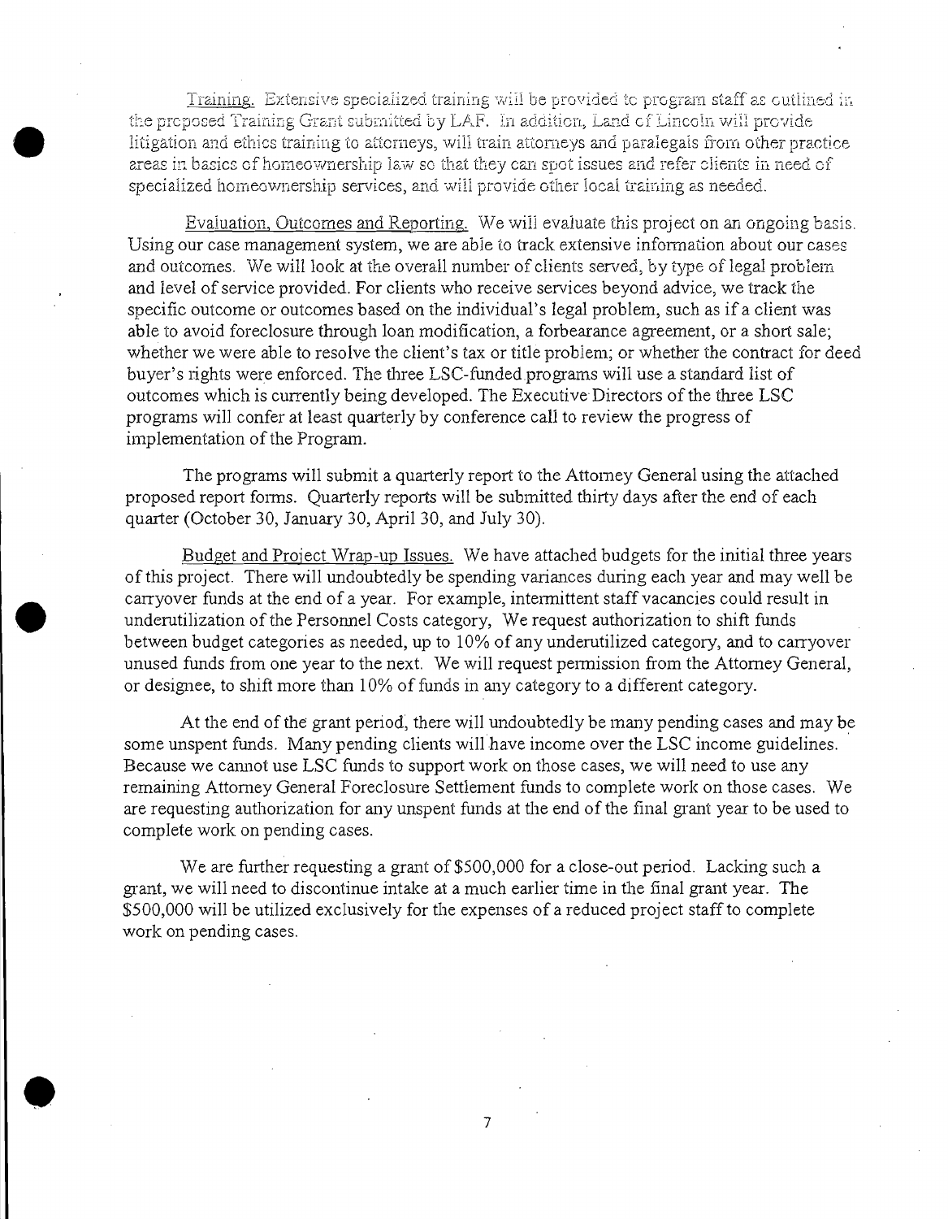Training. Extensive specialized training will be provided to program staff as outlined in the proposed Training Grant submitted by LAF. In addition, Land of Lincoln will provide litigation and ethics training to attorneys, will train attorneys and paralegals from other practice areas in basics of homeownership law so that they can spot issues and refer clients in need of specialized homeownership services, and will provide other local training as needed.

Evaluation, Outcomes and Reporting. We will evaluate this project on an ongoing basis. Using our case management system, we are able to track extensive information about our cases and outcomes. We will look at the overall number of clients served, by type of legal problem and level of service provided. For clients who receive services beyond advice, we track the specific outcome or outcomes based on the individual's legal problem, such as if a client was able to avoid foreclosure through loan modification, a forbearance agreement, or a short sale; whether we were able to resolve the client's tax or title problem; or whether the contract for deed buyer's rights were enforced. The three LSC-funded programs will use a standard list of outcomes which is currently being developed. The Executive Directors of the three LSC programs will confer at least quarterly by conference call to review the progress of implementation of the Program.

The programs will submit a quarterly report to the Attorney General using the attached proposed report forms. Quarterly reports will be submitted thirty days after the end of each quarter (October 30, January 30, April 30, and July 30).

Budget and Project Wrap-up Issues. We have attached budgets for the initial three years of this project. There will undoubtedly be spending variances during each year and may well be carryover funds at the end of a year. For example, intermittent staff vacancies could result in underutilization of the Personnel Costs category, We request authorization to shift funds between budget categories as needed, up to 10% of any underutilized category, and to carryover unused funds from one year to the next. We will request permission from the Attorney General, or designee, to shift more than 10% of funds in any category to a different category.

At the end of the grant period, there will undoubtedly be many pending cases and may be some unspent funds. Many pending clients will have income over the LSC income guidelines. Because we cannot use LSC funds to support work on those cases, we will need to use any remaining Attorney General Foreclosure Settlement funds to complete work on those cases. We are requesting authorization for any unspent funds at the end of the final grant year to be used to complete work on pending cases.

We are further requesting a grant of $500,000 for a close-out period. Lacking such a grant, we will need to discontinue intake at a much earlier time in the final grant year. The $500,000 will be utilized exclusively for the expenses of a reduced project staff to complete work on pending cases.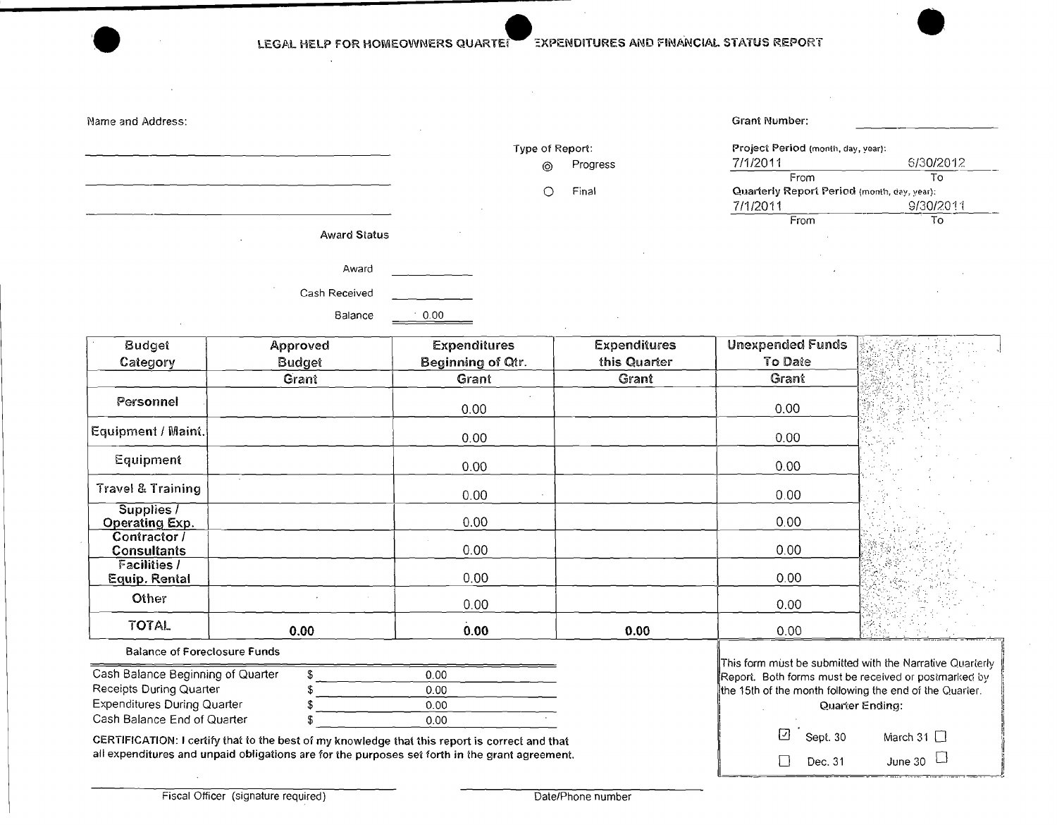# LEGAL HELP FOR HOMEOWNERS QUARTERLY EXPENDITURES AND FINANCIAL STATUS REPORT

Name and Address:

______________________________

______________________________

______________________________

Type of Report:

- ◎ Progress
- ○ Final

Grant Number: ______________

Project Period (month, day, year):

| 7/1/2011 | 6/30/2012 |
|---|---|
| From | To |

Quarterly Report Period (month, day, year):

| 7/1/2011 | 9/30/2011 |
|---|---|
| From | To |

**Award Status**

Award ______________

Cash Received ______________

Balance 0.00

| Budget Category | Approved Budget | Expenditures Beginning of Qtr. | Expenditures this Quarter | Unexpended Funds To Date |
|---|---|---|---|---|
| | Grant | Grant | Grant | Grant |
| Personnel | | 0.00 | | 0.00 |
| Equipment / Maint. | | 0.00 | | 0.00 |
| Equipment | | 0.00 | | 0.00 |
| Travel & Training | | 0.00 | | 0.00 |
| Supplies / Operating Exp. | | 0.00 | | 0.00 |
| Contractor / Consultants | | 0.00 | | 0.00 |
| Facilities / Equip. Rental | | 0.00 | | 0.00 |
| Other | | 0.00 | | 0.00 |
| TOTAL | 0.00 | 0.00 | 0.00 | 0.00 |

Balance of Foreclosure Funds

| | | |
|---|---|---|
| Cash Balance Beginning of Quarter | $ | 0.00 |
| Receipts During Quarter | $ | 0.00 |
| Expenditures During Quarter | $ | 0.00 |
| Cash Balance End of Quarter | $ | 0.00 |

This form must be submitted with the Narrative Quarterly Report. Both forms must be received or postmarked by the 15th of the month following the end of the Quarter.

Quarter Ending:

- ☑ Sept. 30
- ☐ March 31
- ☐ Dec. 31
- ☐ June 30

CERTIFICATION: I certify that to the best of my knowledge that this report is correct and that all expenditures and unpaid obligations are for the purposes set forth in the grant agreement.

______________________________ Fiscal Officer (signature required)

______________________________ Date/Phone number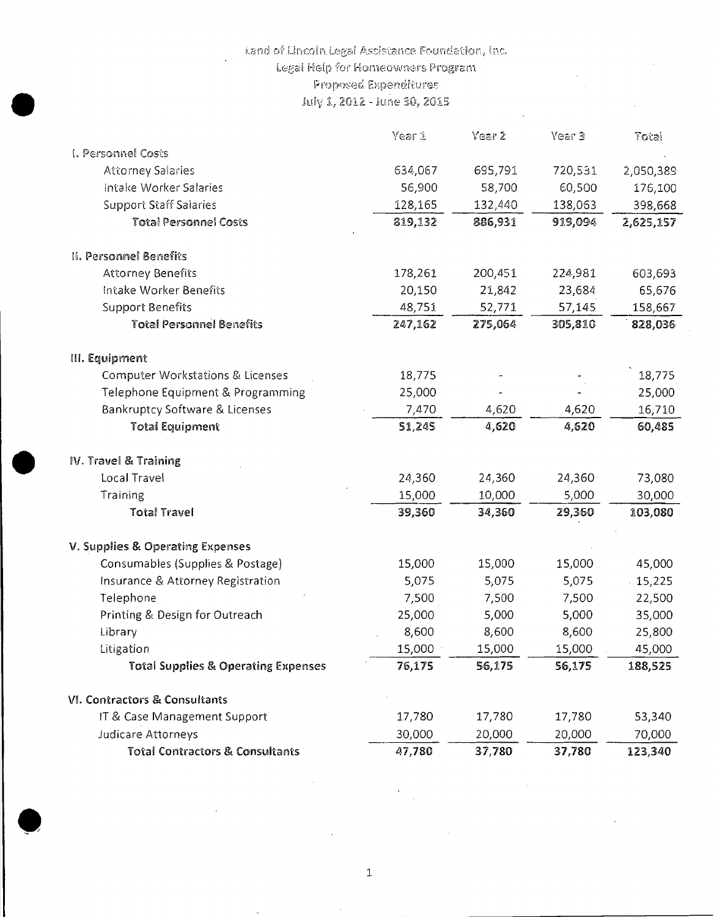# Land of Lincoln Legal Assistance Foundation, Inc.
## Legal Help for Homeowners Program
## Proposed Expenditures
## July 1, 2012 - June 30, 2015

| | Year 1 | Year 2 | Year 3 | Total |
|---|---|---|---|---|
| **I. Personnel Costs** | | | | |
| Attorney Salaries | 634,067 | 695,791 | 720,531 | 2,050,389 |
| Intake Worker Salaries | 56,900 | 58,700 | 60,500 | 176,100 |
| Support Staff Salaries | 128,165 | 132,440 | 138,063 | 398,668 |
| **Total Personnel Costs** | **819,132** | **886,931** | **919,094** | **2,625,157** |
| **II. Personnel Benefits** | | | | |
| Attorney Benefits | 178,261 | 200,451 | 224,981 | 603,693 |
| Intake Worker Benefits | 20,150 | 21,842 | 23,684 | 65,676 |
| Support Benefits | 48,751 | 52,771 | 57,145 | 158,667 |
| **Total Personnel Benefits** | **247,162** | **275,064** | **305,810** | **828,036** |
| **III. Equipment** | | | | |
| Computer Workstations & Licenses | 18,775 | - | - | 18,775 |
| Telephone Equipment & Programming | 25,000 | - | - | 25,000 |
| Bankruptcy Software & Licenses | 7,470 | 4,620 | 4,620 | 16,710 |
| **Total Equipment** | **51,245** | **4,620** | **4,620** | **60,485** |
| **IV. Travel & Training** | | | | |
| Local Travel | 24,360 | 24,360 | 24,360 | 73,080 |
| Training | 15,000 | 10,000 | 5,000 | 30,000 |
| **Total Travel** | **39,360** | **34,360** | **29,360** | **103,080** |
| **V. Supplies & Operating Expenses** | | | | |
| Consumables (Supplies & Postage) | 15,000 | 15,000 | 15,000 | 45,000 |
| Insurance & Attorney Registration | 5,075 | 5,075 | 5,075 | 15,225 |
| Telephone | 7,500 | 7,500 | 7,500 | 22,500 |
| Printing & Design for Outreach | 25,000 | 5,000 | 5,000 | 35,000 |
| Library | 8,600 | 8,600 | 8,600 | 25,800 |
| Litigation | 15,000 | 15,000 | 15,000 | 45,000 |
| **Total Supplies & Operating Expenses** | **76,175** | **56,175** | **56,175** | **188,525** |
| **VI. Contractors & Consultants** | | | | |
| IT & Case Management Support | 17,780 | 17,780 | 17,780 | 53,340 |
| Judicare Attorneys | 30,000 | 20,000 | 20,000 | 70,000 |
| **Total Contractors & Consultants** | **47,780** | **37,780** | **37,780** | **123,340** |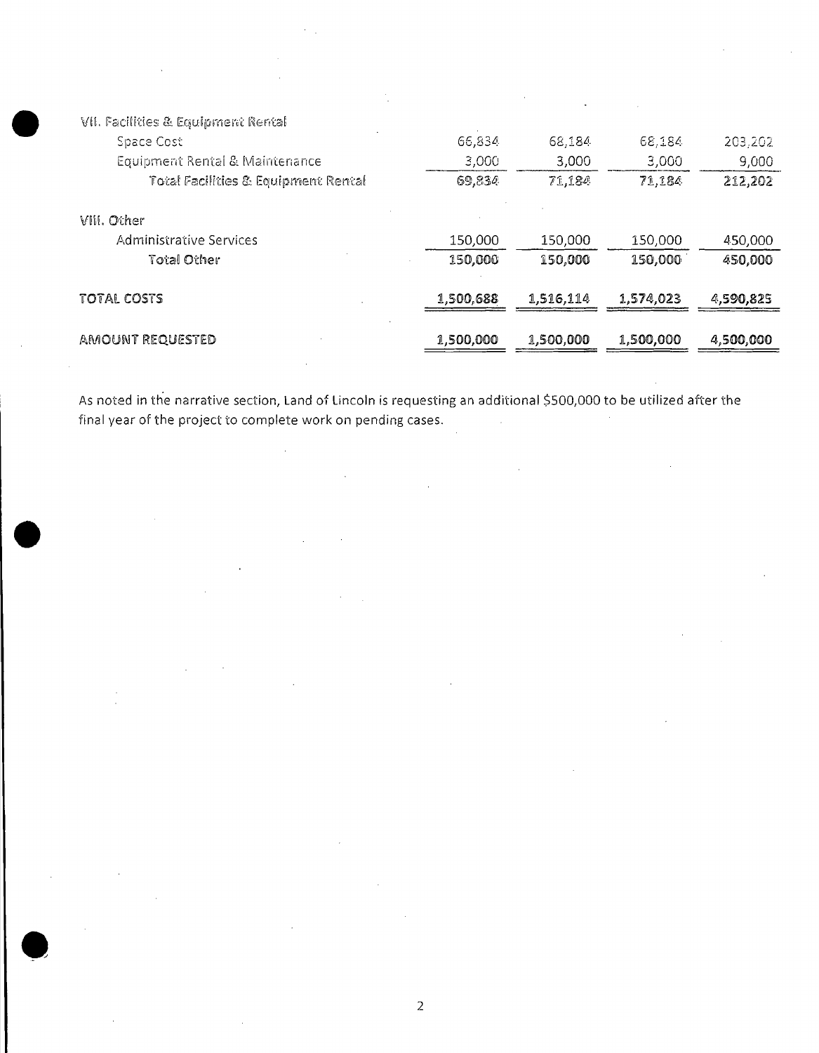| | | | | |
|---|---|---|---|---|
| **VII. Facilities & Equipment Rental** | | | | |
| Space Cost | 66,834 | 68,184 | 68,184 | 203,202 |
| Equipment Rental & Maintenance | 3,000 | 3,000 | 3,000 | 9,000 |
| Total Facilities & Equipment Rental | 69,834 | 71,184 | 71,184 | 212,202 |
| **VIII. Other** | | | | |
| Administrative Services | 150,000 | 150,000 | 150,000 | 450,000 |
| Total Other | 150,000 | 150,000 | 150,000 | 450,000 |
| **TOTAL COSTS** | 1,500,688 | 1,516,114 | 1,574,023 | 4,590,825 |
| **AMOUNT REQUESTED** | 1,500,000 | 1,500,000 | 1,500,000 | 4,500,000 |

As noted in the narrative section, Land of Lincoln is requesting an additional $500,000 to be utilized after the final year of the project to complete work on pending cases.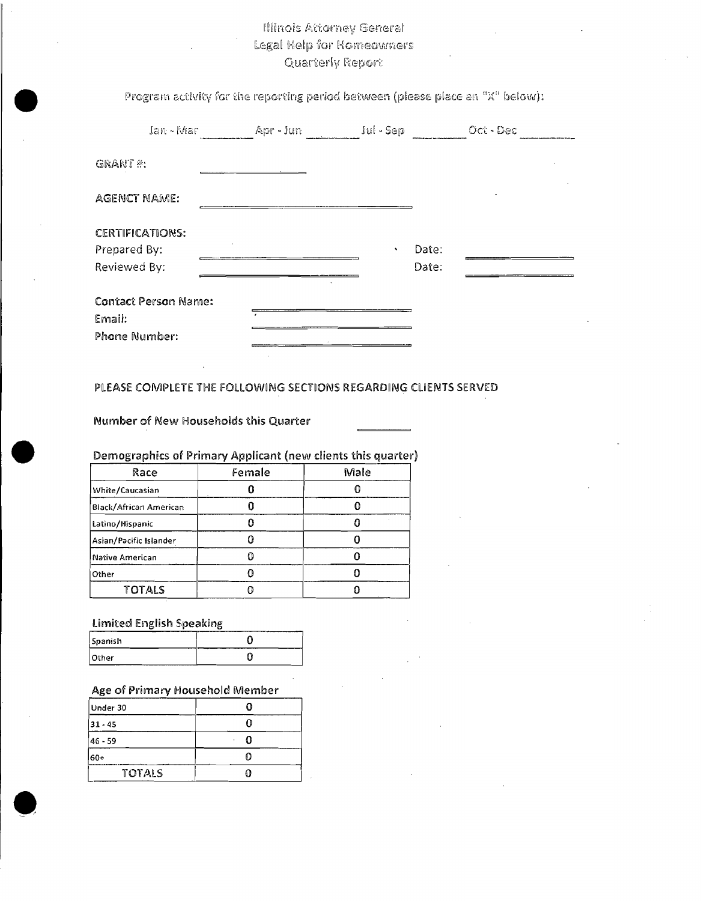# Illinois Attorney General
## Legal Help for Homeowners
## Quarterly Report

Program activity for the reporting period between (please place an "X" below):

Jan - Mar ________ Apr - Jun ________ Jul - Sep ________ Oct - Dec ________

GRANT #: ____________

AGENCT NAME: ____________

CERTIFICATIONS:

Prepared By: ____________ Date: ____________

Reviewed By: ____________ Date: ____________

Contact Person Name: ____________

Email: ____________

Phone Number: ____________

**PLEASE COMPLETE THE FOLLOWING SECTIONS REGARDING CLIENTS SERVED**

**Number of New Households this Quarter** ____________

### Demographics of Primary Applicant (new clients this quarter)

| Race | Female | Male |
|---|---|---|
| White/Caucasian | 0 | 0 |
| Black/African American | 0 | 0 |
| Latino/Hispanic | 0 | 0 |
| Asian/Pacific Islander | 0 | 0 |
| Native American | 0 | 0 |
| Other | 0 | 0 |
| TOTALS | 0 | 0 |

### Limited English Speaking

| | |
|---|---|
| Spanish | 0 |
| Other | 0 |

### Age of Primary Household Member

| | |
|---|---|
| Under 30 | 0 |
| 31 - 45 | 0 |
| 46 - 59 | 0 |
| 60+ | 0 |
| TOTALS | 0 |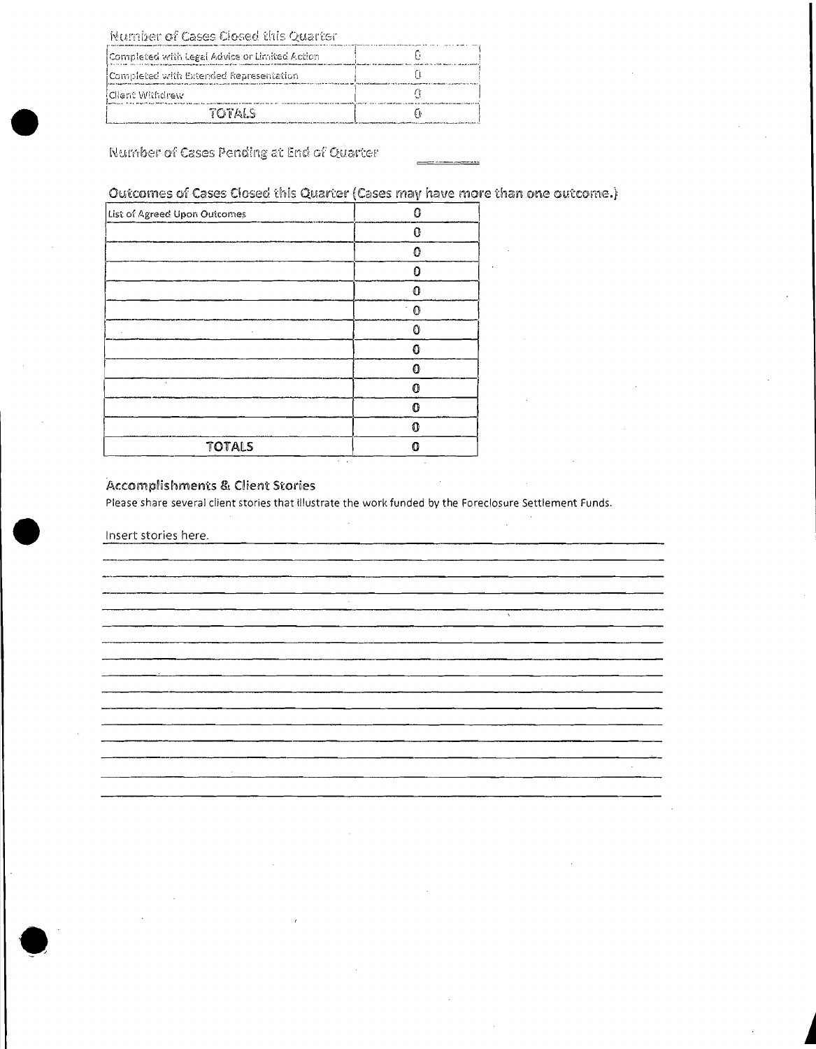Number of Cases Closed this Quarter

| Completed with Legal Advice or Limited Action | 0 |
|---|---|
| Completed with Extended Representation | 0 |
| Client Withdrew | 0 |
| TOTALS | 0 |

Number of Cases Pending at End of Quarter ______

## Outcomes of Cases Closed this Quarter (Cases may have more than one outcome.)

| List of Agreed Upon Outcomes | 0 |
|---|---|
| | 0 |
| | 0 |
| | 0 |
| | 0 |
| | 0 |
| | 0 |
| | 0 |
| | 0 |
| | 0 |
| | 0 |
| | 0 |
| TOTALS | 0 |

### Accomplishments & Client Stories

Please share several client stories that illustrate the work funded by the Foreclosure Settlement Funds.

Insert stories here.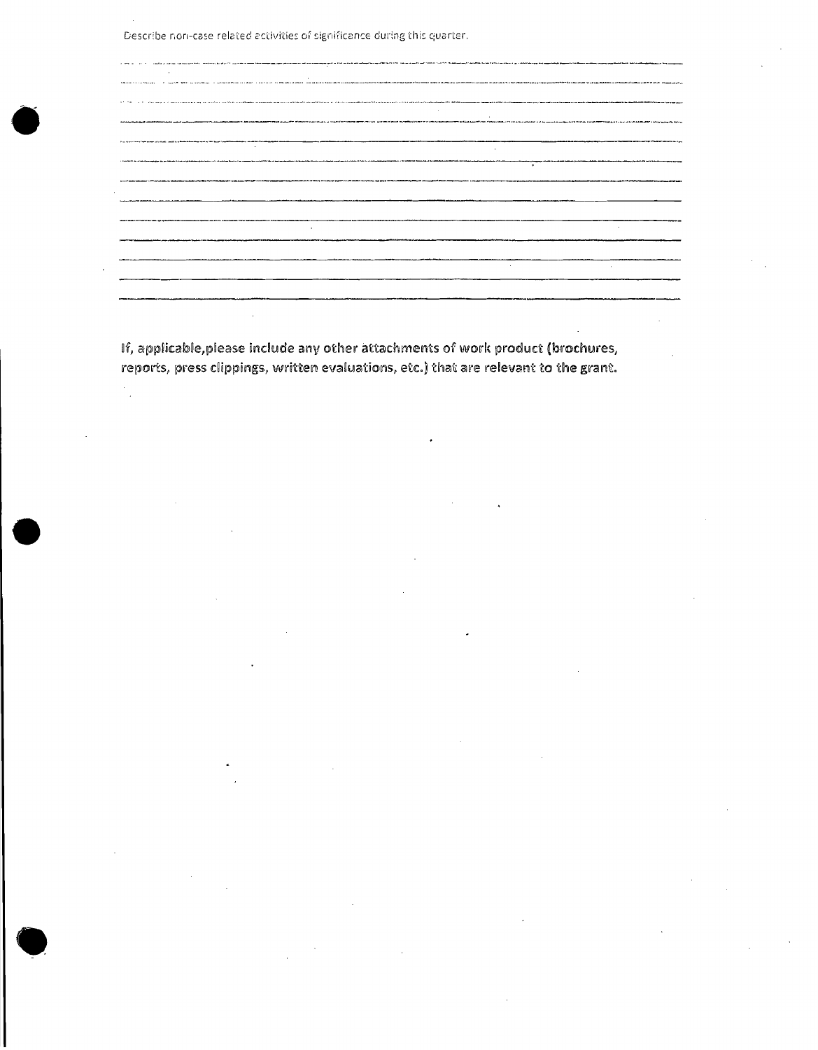Describe non-case related activities of significance during this quarter.

\_\_\_\_\_\_\_\_\_\_\_\_\_\_\_\_\_\_\_\_\_\_\_\_\_\_\_\_\_\_\_\_\_\_\_\_\_\_\_\_\_\_\_\_\_\_\_\_\_\_\_\_\_\_\_\_\_\_\_\_\_\_\_\_\_\_\_\_\_\_\_\_\_\_\_\_

\_\_\_\_\_\_\_\_\_\_\_\_\_\_\_\_\_\_\_\_\_\_\_\_\_\_\_\_\_\_\_\_\_\_\_\_\_\_\_\_\_\_\_\_\_\_\_\_\_\_\_\_\_\_\_\_\_\_\_\_\_\_\_\_\_\_\_\_\_\_\_\_\_\_\_\_

\_\_\_\_\_\_\_\_\_\_\_\_\_\_\_\_\_\_\_\_\_\_\_\_\_\_\_\_\_\_\_\_\_\_\_\_\_\_\_\_\_\_\_\_\_\_\_\_\_\_\_\_\_\_\_\_\_\_\_\_\_\_\_\_\_\_\_\_\_\_\_\_\_\_\_\_

\_\_\_\_\_\_\_\_\_\_\_\_\_\_\_\_\_\_\_\_\_\_\_\_\_\_\_\_\_\_\_\_\_\_\_\_\_\_\_\_\_\_\_\_\_\_\_\_\_\_\_\_\_\_\_\_\_\_\_\_\_\_\_\_\_\_\_\_\_\_\_\_\_\_\_\_

\_\_\_\_\_\_\_\_\_\_\_\_\_\_\_\_\_\_\_\_\_\_\_\_\_\_\_\_\_\_\_\_\_\_\_\_\_\_\_\_\_\_\_\_\_\_\_\_\_\_\_\_\_\_\_\_\_\_\_\_\_\_\_\_\_\_\_\_\_\_\_\_\_\_\_\_

\_\_\_\_\_\_\_\_\_\_\_\_\_\_\_\_\_\_\_\_\_\_\_\_\_\_\_\_\_\_\_\_\_\_\_\_\_\_\_\_\_\_\_\_\_\_\_\_\_\_\_\_\_\_\_\_\_\_\_\_\_\_\_\_\_\_\_\_\_\_\_\_\_\_\_\_

\_\_\_\_\_\_\_\_\_\_\_\_\_\_\_\_\_\_\_\_\_\_\_\_\_\_\_\_\_\_\_\_\_\_\_\_\_\_\_\_\_\_\_\_\_\_\_\_\_\_\_\_\_\_\_\_\_\_\_\_\_\_\_\_\_\_\_\_\_\_\_\_\_\_\_\_

\_\_\_\_\_\_\_\_\_\_\_\_\_\_\_\_\_\_\_\_\_\_\_\_\_\_\_\_\_\_\_\_\_\_\_\_\_\_\_\_\_\_\_\_\_\_\_\_\_\_\_\_\_\_\_\_\_\_\_\_\_\_\_\_\_\_\_\_\_\_\_\_\_\_\_\_

\_\_\_\_\_\_\_\_\_\_\_\_\_\_\_\_\_\_\_\_\_\_\_\_\_\_\_\_\_\_\_\_\_\_\_\_\_\_\_\_\_\_\_\_\_\_\_\_\_\_\_\_\_\_\_\_\_\_\_\_\_\_\_\_\_\_\_\_\_\_\_\_\_\_\_\_

\_\_\_\_\_\_\_\_\_\_\_\_\_\_\_\_\_\_\_\_\_\_\_\_\_\_\_\_\_\_\_\_\_\_\_\_\_\_\_\_\_\_\_\_\_\_\_\_\_\_\_\_\_\_\_\_\_\_\_\_\_\_\_\_\_\_\_\_\_\_\_\_\_\_\_\_

\_\_\_\_\_\_\_\_\_\_\_\_\_\_\_\_\_\_\_\_\_\_\_\_\_\_\_\_\_\_\_\_\_\_\_\_\_\_\_\_\_\_\_\_\_\_\_\_\_\_\_\_\_\_\_\_\_\_\_\_\_\_\_\_\_\_\_\_\_\_\_\_\_\_\_\_

\_\_\_\_\_\_\_\_\_\_\_\_\_\_\_\_\_\_\_\_\_\_\_\_\_\_\_\_\_\_\_\_\_\_\_\_\_\_\_\_\_\_\_\_\_\_\_\_\_\_\_\_\_\_\_\_\_\_\_\_\_\_\_\_\_\_\_\_\_\_\_\_\_\_\_\_

\_\_\_\_\_\_\_\_\_\_\_\_\_\_\_\_\_\_\_\_\_\_\_\_\_\_\_\_\_\_\_\_\_\_\_\_\_\_\_\_\_\_\_\_\_\_\_\_\_\_\_\_\_\_\_\_\_\_\_\_\_\_\_\_\_\_\_\_\_\_\_\_\_\_\_\_

**If, applicable,please include any other attachments of work product (brochures, reports, press clippings, written evaluations, etc.) that are relevant to the grant.**